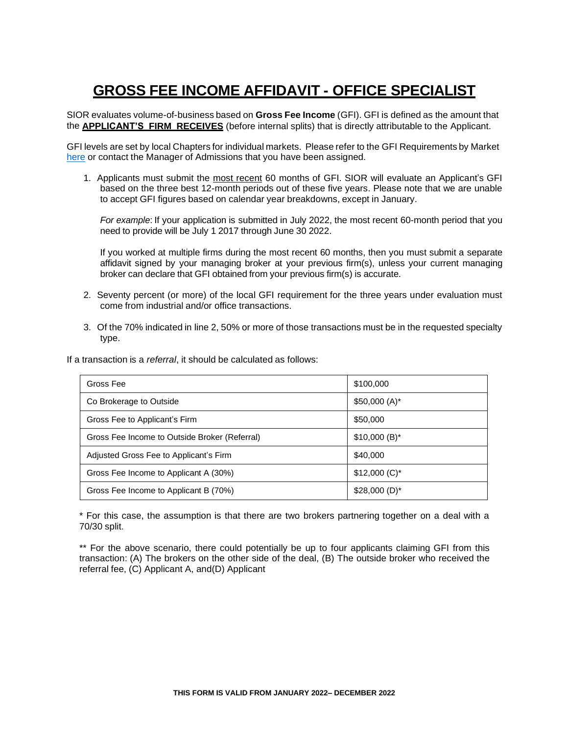# GROSS FEE INCOME AFFIDAVIT - OFFICE SPECIALIST

SIOR evaluates volume-of-business based on **Gross Fee Income** (GFI). GFI is defined as the amount that the **APPLICANT'S FIRM RECEIVES** (before internal splits) that is directly attributable to the Applicant.

GFI levels are set by local Chapters for individual markets. Please refer to the GFI Requirements by Market here or contact the Manager of Admissions that you have been assigned.

1. Applicants must submit the most recent 60 months of GFI. SIOR will evaluate an Applicant's GFI based on the three best 12-month periods out of these five years. Please note that we are unable to accept GFI figures based on calendar year breakdowns, except in January.

   *For example*: If your application is submitted in July 2022, the most recent 60-month period that you need to provide will be July 1 2017 through June 30 2022.

   If you worked at multiple firms during the most recent 60 months, then you must submit a separate affidavit signed by your managing broker at your previous firm(s), unless your current managing broker can declare that GFI obtained from your previous firm(s) is accurate.

2. Seventy percent (or more) of the local GFI requirement for the three years under evaluation must come from industrial and/or office transactions.

3. Of the 70% indicated in line 2, 50% or more of those transactions must be in the requested specialty type.

If a transaction is a *referral*, it should be calculated as follows:

| | |
|---|---|
| Gross Fee | $100,000 |
| Co Brokerage to Outside | $50,000 (A)* |
| Gross Fee to Applicant's Firm | $50,000 |
| Gross Fee Income to Outside Broker (Referral) | $10,000 (B)* |
| Adjusted Gross Fee to Applicant's Firm | $40,000 |
| Gross Fee Income to Applicant A (30%) | $12,000 (C)* |
| Gross Fee Income to Applicant B (70%) | $28,000 (D)* |

* For this case, the assumption is that there are two brokers partnering together on a deal with a 70/30 split.

** For the above scenario, there could potentially be up to four applicants claiming GFI from this transaction: (A) The brokers on the other side of the deal, (B) The outside broker who received the referral fee, (C) Applicant A, and(D) Applicant

THIS FORM IS VALID FROM JANUARY 2022– DECEMBER 2022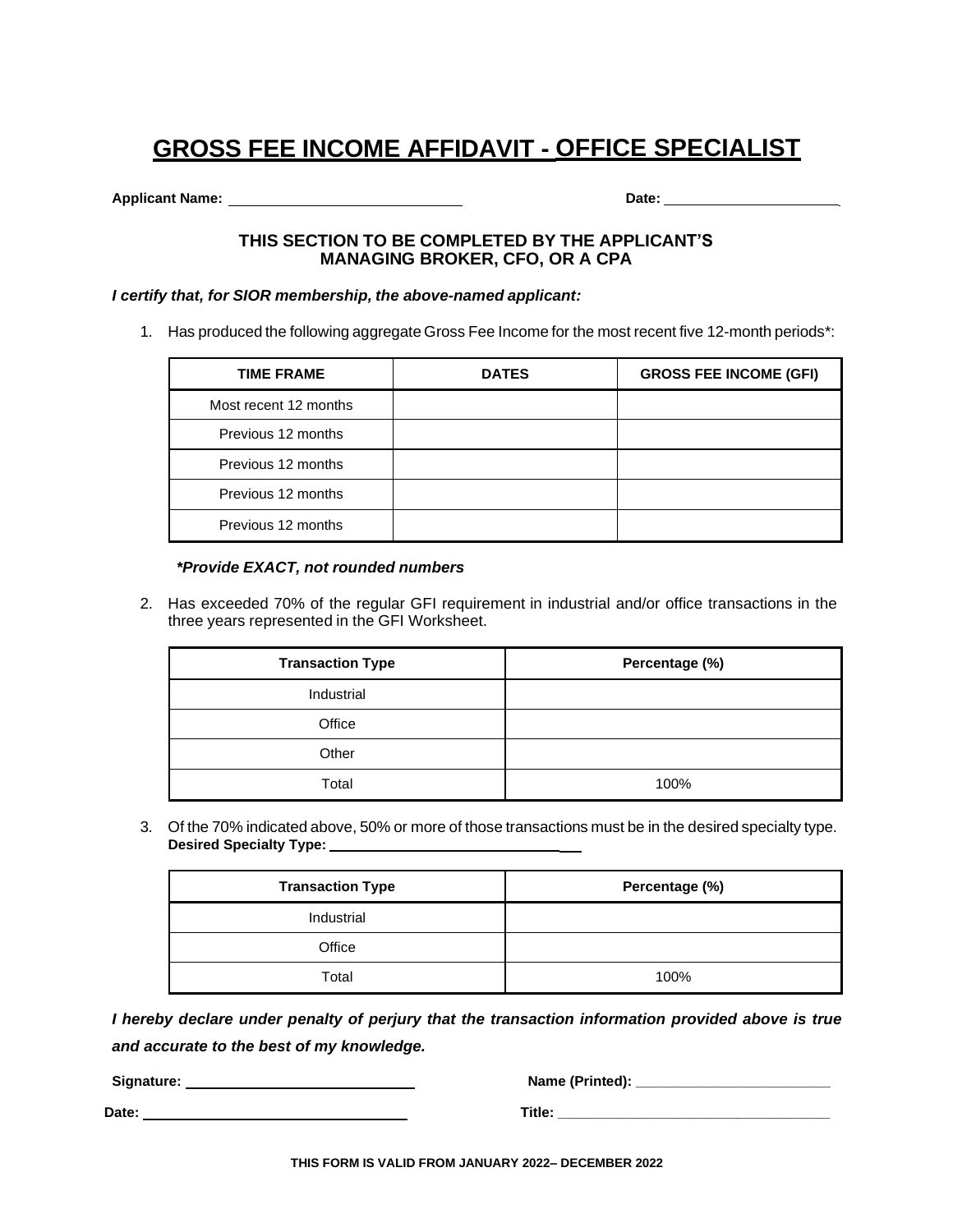# GROSS FEE INCOME AFFIDAVIT - OFFICE SPECIALIST

**Applicant Name:** ______________________________ **Date:** ______________________

**THIS SECTION TO BE COMPLETED BY THE APPLICANT'S MANAGING BROKER, CFO, OR A CPA**

***I certify that, for SIOR membership, the above-named applicant:***

1. Has produced the following aggregate Gross Fee Income for the most recent five 12-month periods*:

| TIME FRAME | DATES | GROSS FEE INCOME (GFI) |
|---|---|---|
| Most recent 12 months | | |
| Previous 12 months | | |
| Previous 12 months | | |
| Previous 12 months | | |
| Previous 12 months | | |

***Provide EXACT, not rounded numbers***

2. Has exceeded 70% of the regular GFI requirement in industrial and/or office transactions in the three years represented in the GFI Worksheet.

| Transaction Type | Percentage (%) |
|---|---|
| Industrial | |
| Office | |
| Other | |
| Total | 100% |

3. Of the 70% indicated above, 50% or more of those transactions must be in the desired specialty type.
**Desired Specialty Type:** ______________________________

| Transaction Type | Percentage (%) |
|---|---|
| Industrial | |
| Office | |
| Total | 100% |

***I hereby declare under penalty of perjury that the transaction information provided above is true and accurate to the best of my knowledge.***

**Signature:** ______________________________ **Name (Printed):** ________________________

**Date:** ______________________________ **Title:** ________________________________

**THIS FORM IS VALID FROM JANUARY 2022– DECEMBER 2022**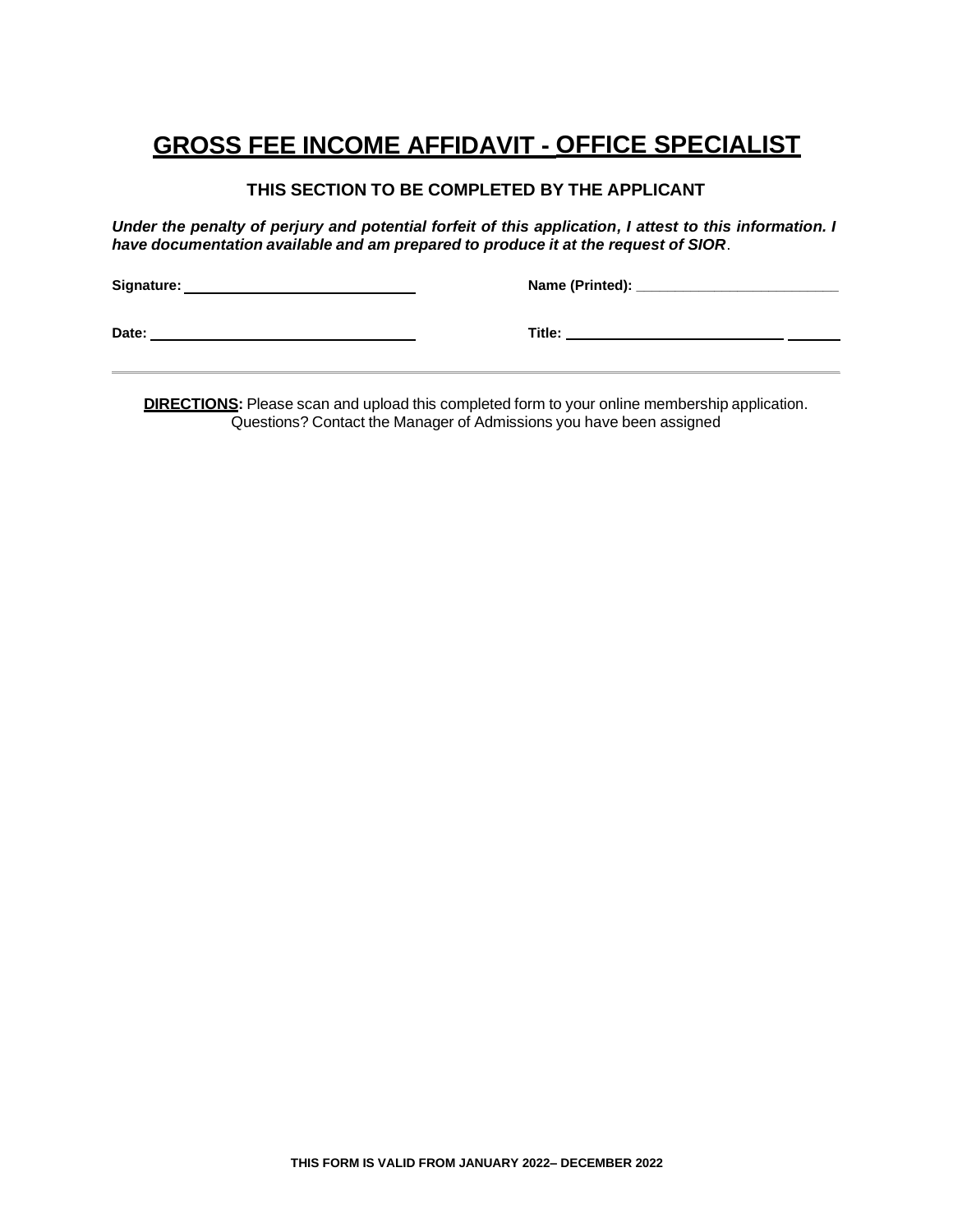# GROSS FEE INCOME AFFIDAVIT - OFFICE SPECIALIST

**THIS SECTION TO BE COMPLETED BY THE APPLICANT**

***Under the penalty of perjury and potential forfeit of this application, I attest to this information. I have documentation available and am prepared to produce it at the request of SIOR*.**

**Signature:** ____________________________ **Name (Printed):** ____________________________

**Date:** ____________________________ **Title:** ____________________________

---

**DIRECTIONS:** Please scan and upload this completed form to your online membership application. Questions? Contact the Manager of Admissions you have been assigned

**THIS FORM IS VALID FROM JANUARY 2022– DECEMBER 2022**